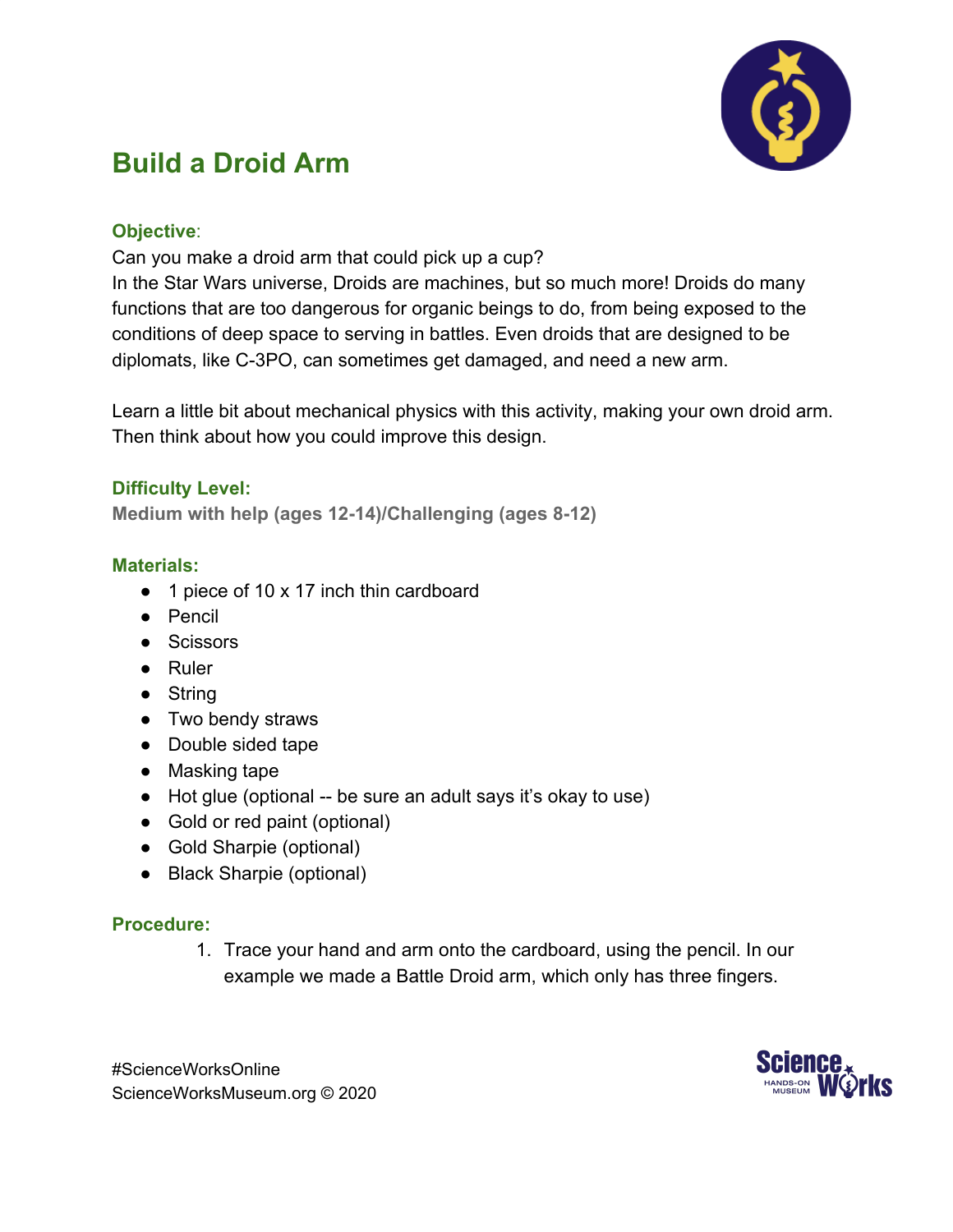# Build a Droid Arm

**Objective**:

Can you make a droid arm that could pick up a cup?

In the Star Wars universe, Droids are machines, but so much more! Droids do many functions that are too dangerous for organic beings to do, from being exposed to the conditions of deep space to serving in battles. Even droids that are designed to be diplomats, like C-3PO, can sometimes get damaged, and need a new arm.

Learn a little bit about mechanical physics with this activity, making your own droid arm. Then think about how you could improve this design.

**Difficulty Level:**

**Medium with help (ages 12-14)/Challenging (ages 8-12)**

**Materials:**

- 1 piece of 10 x 17 inch thin cardboard
- Pencil
- Scissors
- Ruler
- String
- Two bendy straws
- Double sided tape
- Masking tape
- Hot glue (optional -- be sure an adult says it's okay to use)
- Gold or red paint (optional)
- Gold Sharpie (optional)
- Black Sharpie (optional)

**Procedure:**

1. Trace your hand and arm onto the cardboard, using the pencil. In our example we made a Battle Droid arm, which only has three fingers.

#ScienceWorksOnline
ScienceWorksMuseum.org © 2020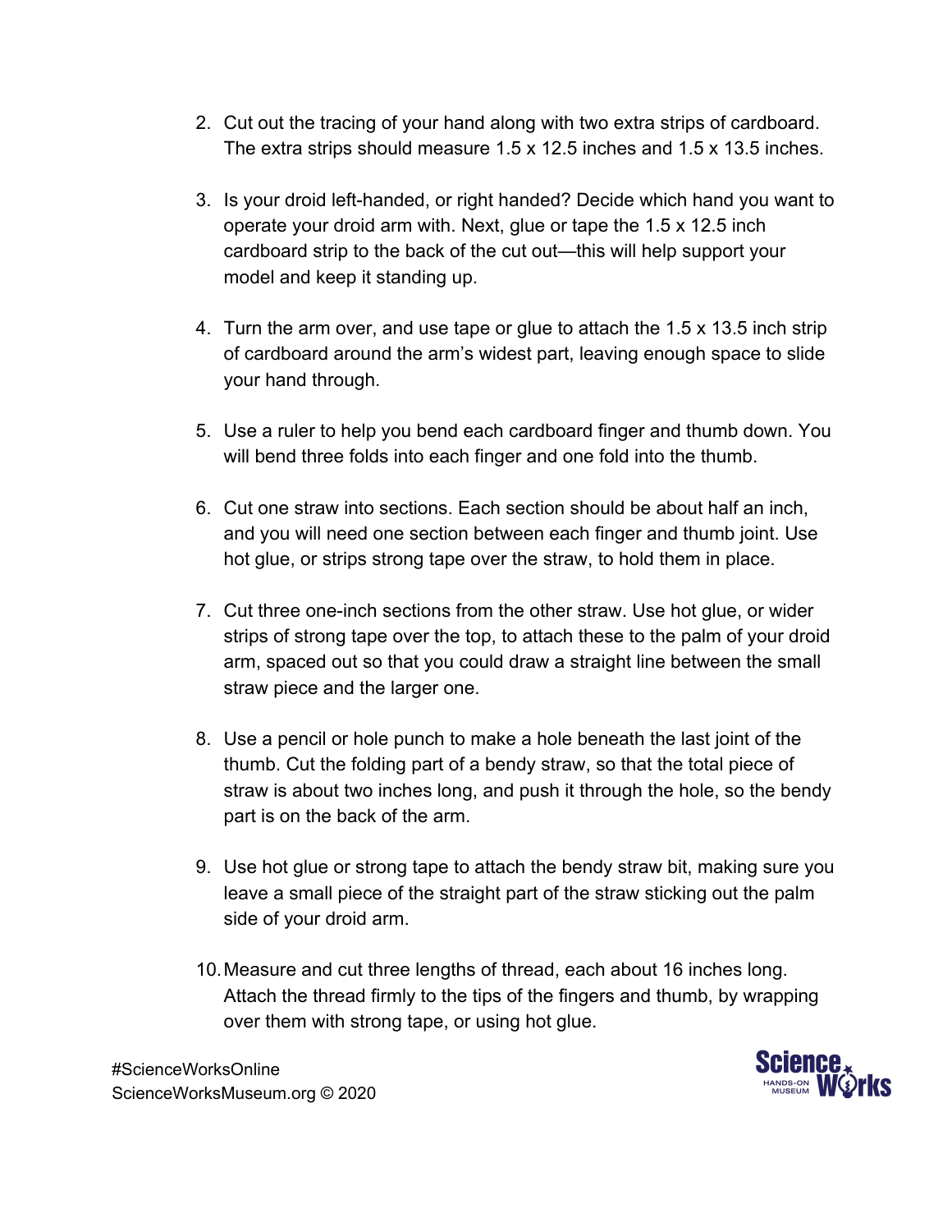2. Cut out the tracing of your hand along with two extra strips of cardboard. The extra strips should measure 1.5 x 12.5 inches and 1.5 x 13.5 inches.

3. Is your droid left-handed, or right handed? Decide which hand you want to operate your droid arm with. Next, glue or tape the 1.5 x 12.5 inch cardboard strip to the back of the cut out—this will help support your model and keep it standing up.

4. Turn the arm over, and use tape or glue to attach the 1.5 x 13.5 inch strip of cardboard around the arm's widest part, leaving enough space to slide your hand through.

5. Use a ruler to help you bend each cardboard finger and thumb down. You will bend three folds into each finger and one fold into the thumb.

6. Cut one straw into sections. Each section should be about half an inch, and you will need one section between each finger and thumb joint. Use hot glue, or strips strong tape over the straw, to hold them in place.

7. Cut three one-inch sections from the other straw. Use hot glue, or wider strips of strong tape over the top, to attach these to the palm of your droid arm, spaced out so that you could draw a straight line between the small straw piece and the larger one.

8. Use a pencil or hole punch to make a hole beneath the last joint of the thumb. Cut the folding part of a bendy straw, so that the total piece of straw is about two inches long, and push it through the hole, so the bendy part is on the back of the arm.

9. Use hot glue or strong tape to attach the bendy straw bit, making sure you leave a small piece of the straight part of the straw sticking out the palm side of your droid arm.

10. Measure and cut three lengths of thread, each about 16 inches long. Attach the thread firmly to the tips of the fingers and thumb, by wrapping over them with strong tape, or using hot glue.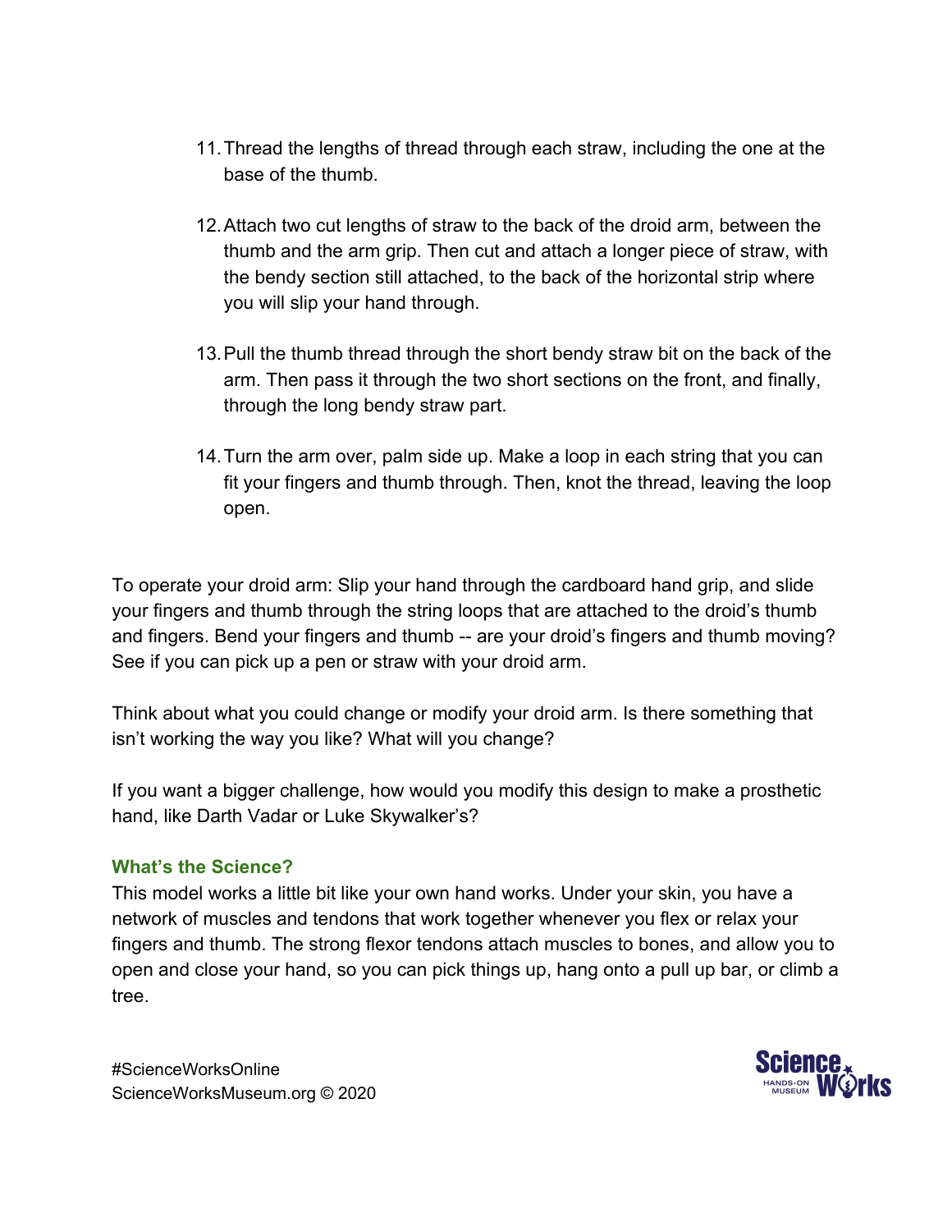11. Thread the lengths of thread through each straw, including the one at the base of the thumb.

12. Attach two cut lengths of straw to the back of the droid arm, between the thumb and the arm grip. Then cut and attach a longer piece of straw, with the bendy section still attached, to the back of the horizontal strip where you will slip your hand through.

13. Pull the thumb thread through the short bendy straw bit on the back of the arm. Then pass it through the two short sections on the front, and finally, through the long bendy straw part.

14. Turn the arm over, palm side up. Make a loop in each string that you can fit your fingers and thumb through. Then, knot the thread, leaving the loop open.

To operate your droid arm: Slip your hand through the cardboard hand grip, and slide your fingers and thumb through the string loops that are attached to the droid's thumb and fingers. Bend your fingers and thumb -- are your droid's fingers and thumb moving? See if you can pick up a pen or straw with your droid arm.

Think about what you could change or modify your droid arm. Is there something that isn't working the way you like? What will you change?

If you want a bigger challenge, how would you modify this design to make a prosthetic hand, like Darth Vadar or Luke Skywalker's?

### What's the Science?

This model works a little bit like your own hand works. Under your skin, you have a network of muscles and tendons that work together whenever you flex or relax your fingers and thumb. The strong flexor tendons attach muscles to bones, and allow you to open and close your hand, so you can pick things up, hang onto a pull up bar, or climb a tree.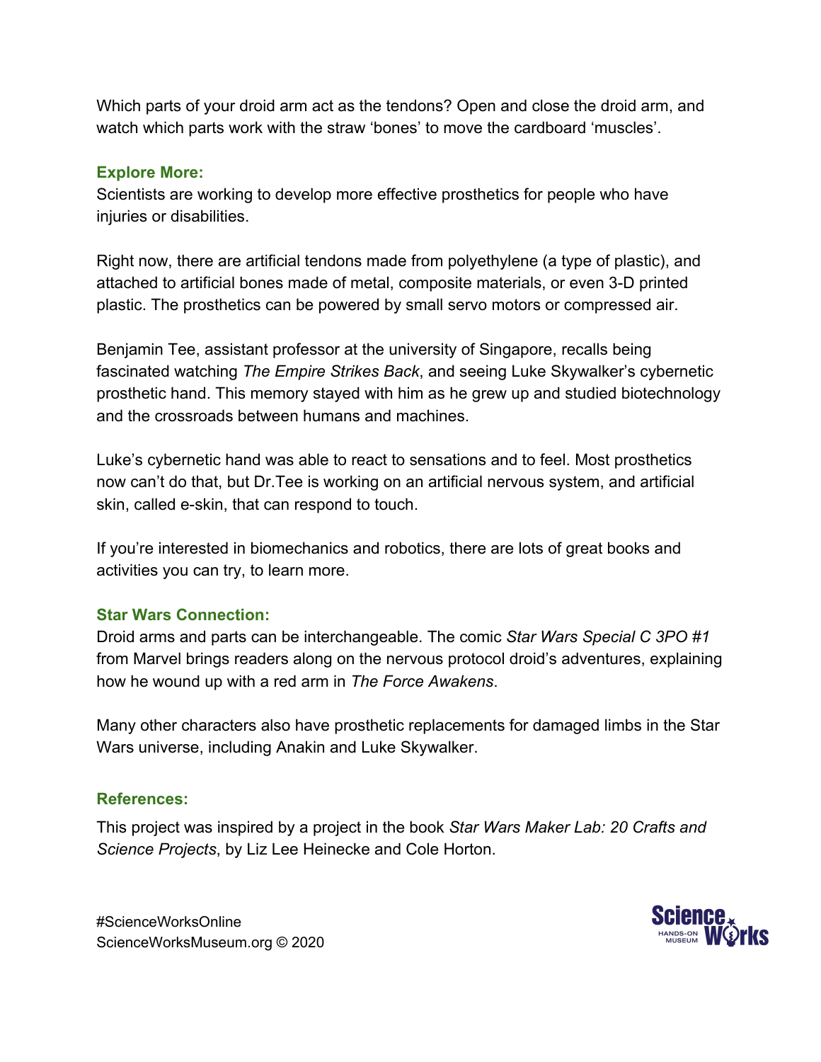Which parts of your droid arm act as the tendons? Open and close the droid arm, and watch which parts work with the straw 'bones' to move the cardboard 'muscles'.

### Explore More:

Scientists are working to develop more effective prosthetics for people who have injuries or disabilities.

Right now, there are artificial tendons made from polyethylene (a type of plastic), and attached to artificial bones made of metal, composite materials, or even 3-D printed plastic. The prosthetics can be powered by small servo motors or compressed air.

Benjamin Tee, assistant professor at the university of Singapore, recalls being fascinated watching *The Empire Strikes Back*, and seeing Luke Skywalker's cybernetic prosthetic hand. This memory stayed with him as he grew up and studied biotechnology and the crossroads between humans and machines.

Luke's cybernetic hand was able to react to sensations and to feel. Most prosthetics now can't do that, but Dr.Tee is working on an artificial nervous system, and artificial skin, called e-skin, that can respond to touch.

If you're interested in biomechanics and robotics, there are lots of great books and activities you can try, to learn more.

### Star Wars Connection:

Droid arms and parts can be interchangeable. The comic *Star Wars Special C 3PO #1* from Marvel brings readers along on the nervous protocol droid's adventures, explaining how he wound up with a red arm in *The Force Awakens*.

Many other characters also have prosthetic replacements for damaged limbs in the Star Wars universe, including Anakin and Luke Skywalker.

### References:

This project was inspired by a project in the book *Star Wars Maker Lab: 20 Crafts and Science Projects*, by Liz Lee Heinecke and Cole Horton.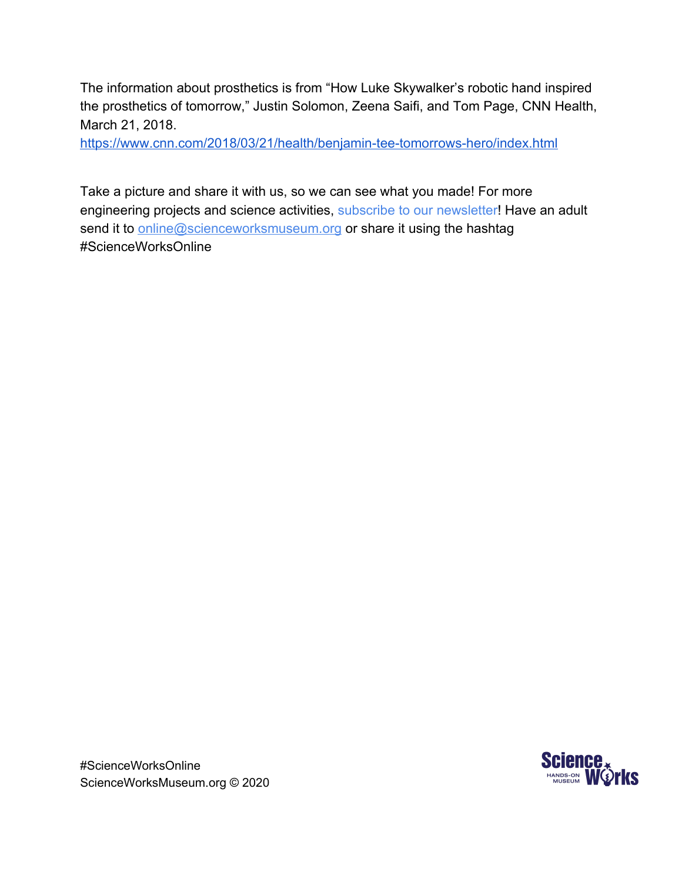The information about prosthetics is from "How Luke Skywalker's robotic hand inspired the prosthetics of tomorrow," Justin Solomon, Zeena Saifi, and Tom Page, CNN Health, March 21, 2018.
https://www.cnn.com/2018/03/21/health/benjamin-tee-tomorrows-hero/index.html

Take a picture and share it with us, so we can see what you made! For more engineering projects and science activities, subscribe to our newsletter! Have an adult send it to online@scienceworksmuseum.org or share it using the hashtag #ScienceWorksOnline